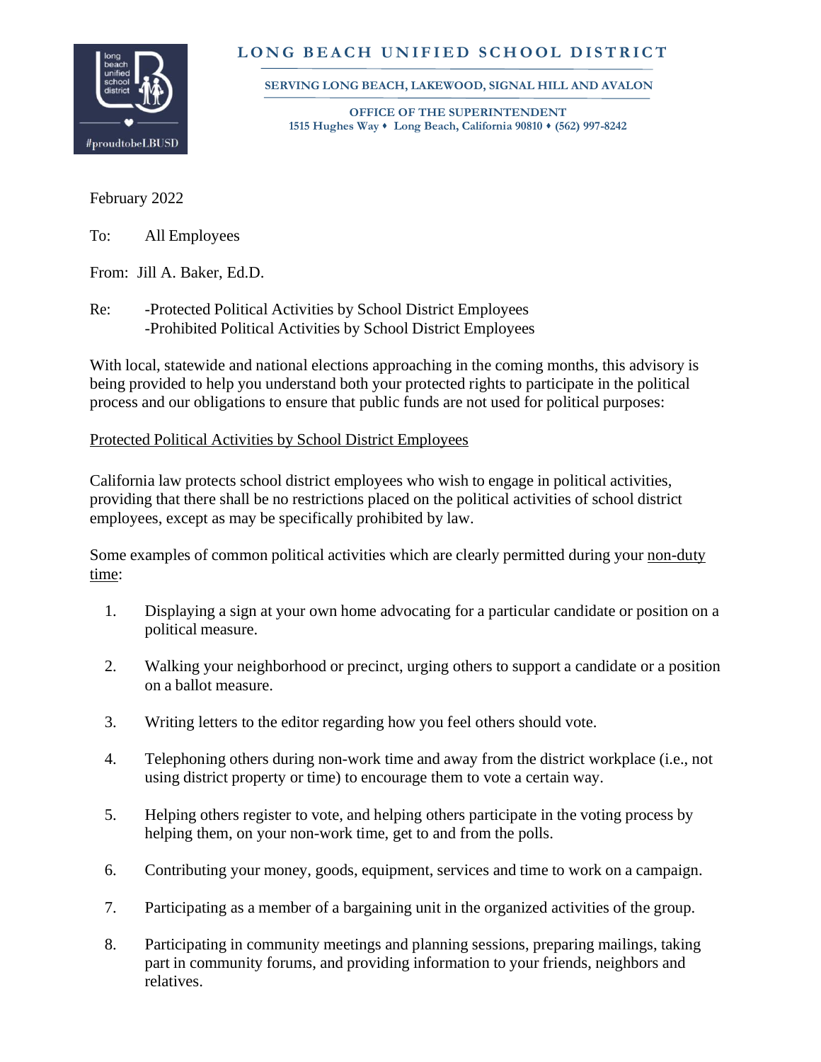# LONG BEACH UNIFIED SCHOOL DISTRICT

**SERVING LONG BEACH, LAKEWOOD, SIGNAL HILL AND AVALON**

**OFFICE OF THE SUPERINTENDENT**
**1515 Hughes Way ♦ Long Beach, California 90810 ♦ (562) 997-8242**

February 2022

To: All Employees

From: Jill A. Baker, Ed.D.

Re: -Protected Political Activities by School District Employees
-Prohibited Political Activities by School District Employees

With local, statewide and national elections approaching in the coming months, this advisory is being provided to help you understand both your protected rights to participate in the political process and our obligations to ensure that public funds are not used for political purposes:

<u>Protected Political Activities by School District Employees</u>

California law protects school district employees who wish to engage in political activities, providing that there shall be no restrictions placed on the political activities of school district employees, except as may be specifically prohibited by law.

Some examples of common political activities which are clearly permitted during your <u>non-duty time</u>:

1. Displaying a sign at your own home advocating for a particular candidate or position on a political measure.
2. Walking your neighborhood or precinct, urging others to support a candidate or a position on a ballot measure.
3. Writing letters to the editor regarding how you feel others should vote.
4. Telephoning others during non-work time and away from the district workplace (i.e., not using district property or time) to encourage them to vote a certain way.
5. Helping others register to vote, and helping others participate in the voting process by helping them, on your non-work time, get to and from the polls.
6. Contributing your money, goods, equipment, services and time to work on a campaign.
7. Participating as a member of a bargaining unit in the organized activities of the group.
8. Participating in community meetings and planning sessions, preparing mailings, taking part in community forums, and providing information to your friends, neighbors and relatives.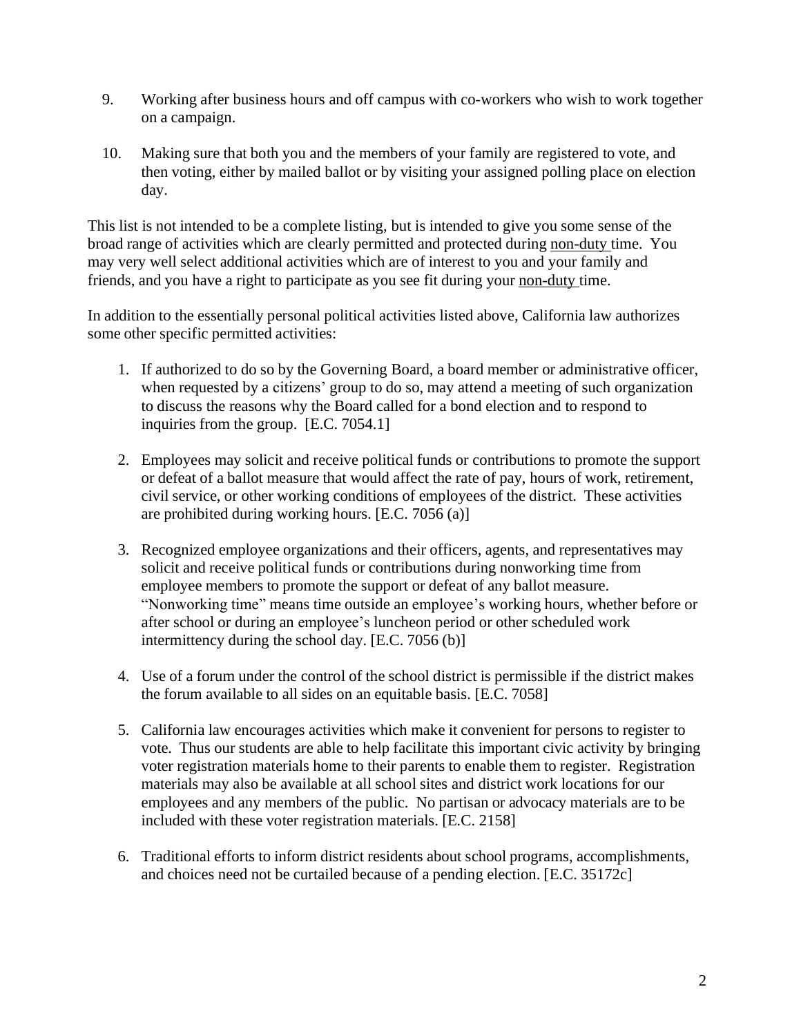9. Working after business hours and off campus with co-workers who wish to work together on a campaign.

10. Making sure that both you and the members of your family are registered to vote, and then voting, either by mailed ballot or by visiting your assigned polling place on election day.

This list is not intended to be a complete listing, but is intended to give you some sense of the broad range of activities which are clearly permitted and protected during <u>non-duty</u> time. You may very well select additional activities which are of interest to you and your family and friends, and you have a right to participate as you see fit during your <u>non-duty</u> time.

In addition to the essentially personal political activities listed above, California law authorizes some other specific permitted activities:

1. If authorized to do so by the Governing Board, a board member or administrative officer, when requested by a citizens' group to do so, may attend a meeting of such organization to discuss the reasons why the Board called for a bond election and to respond to inquiries from the group. [E.C. 7054.1]

2. Employees may solicit and receive political funds or contributions to promote the support or defeat of a ballot measure that would affect the rate of pay, hours of work, retirement, civil service, or other working conditions of employees of the district. These activities are prohibited during working hours. [E.C. 7056 (a)]

3. Recognized employee organizations and their officers, agents, and representatives may solicit and receive political funds or contributions during nonworking time from employee members to promote the support or defeat of any ballot measure. "Nonworking time" means time outside an employee's working hours, whether before or after school or during an employee's luncheon period or other scheduled work intermittency during the school day. [E.C. 7056 (b)]

4. Use of a forum under the control of the school district is permissible if the district makes the forum available to all sides on an equitable basis. [E.C. 7058]

5. California law encourages activities which make it convenient for persons to register to vote. Thus our students are able to help facilitate this important civic activity by bringing voter registration materials home to their parents to enable them to register. Registration materials may also be available at all school sites and district work locations for our employees and any members of the public. No partisan or advocacy materials are to be included with these voter registration materials. [E.C. 2158]

6. Traditional efforts to inform district residents about school programs, accomplishments, and choices need not be curtailed because of a pending election. [E.C. 35172c]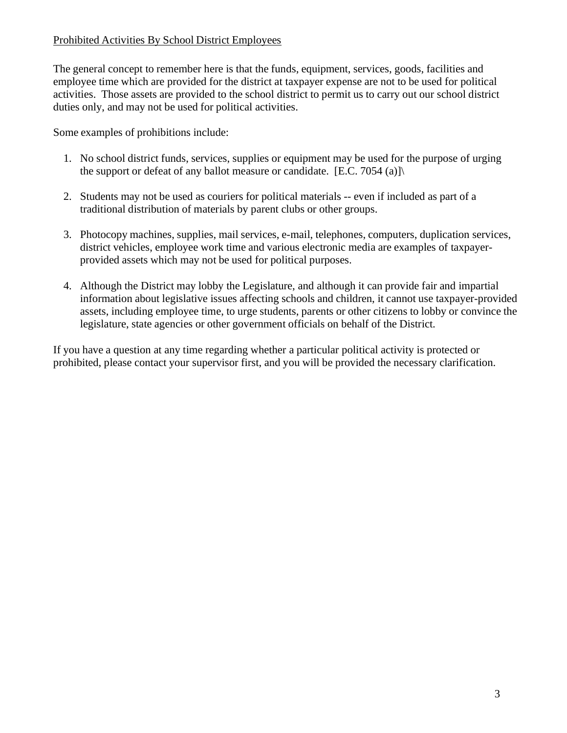Prohibited Activities By School District Employees

The general concept to remember here is that the funds, equipment, services, goods, facilities and employee time which are provided for the district at taxpayer expense are not to be used for political activities. Those assets are provided to the school district to permit us to carry out our school district duties only, and may not be used for political activities.

Some examples of prohibitions include:

1. No school district funds, services, supplies or equipment may be used for the purpose of urging the support or defeat of any ballot measure or candidate. [E.C. 7054 (a)]\

2. Students may not be used as couriers for political materials -- even if included as part of a traditional distribution of materials by parent clubs or other groups.

3. Photocopy machines, supplies, mail services, e-mail, telephones, computers, duplication services, district vehicles, employee work time and various electronic media are examples of taxpayer-provided assets which may not be used for political purposes.

4. Although the District may lobby the Legislature, and although it can provide fair and impartial information about legislative issues affecting schools and children, it cannot use taxpayer-provided assets, including employee time, to urge students, parents or other citizens to lobby or convince the legislature, state agencies or other government officials on behalf of the District.

If you have a question at any time regarding whether a particular political activity is protected or prohibited, please contact your supervisor first, and you will be provided the necessary clarification.